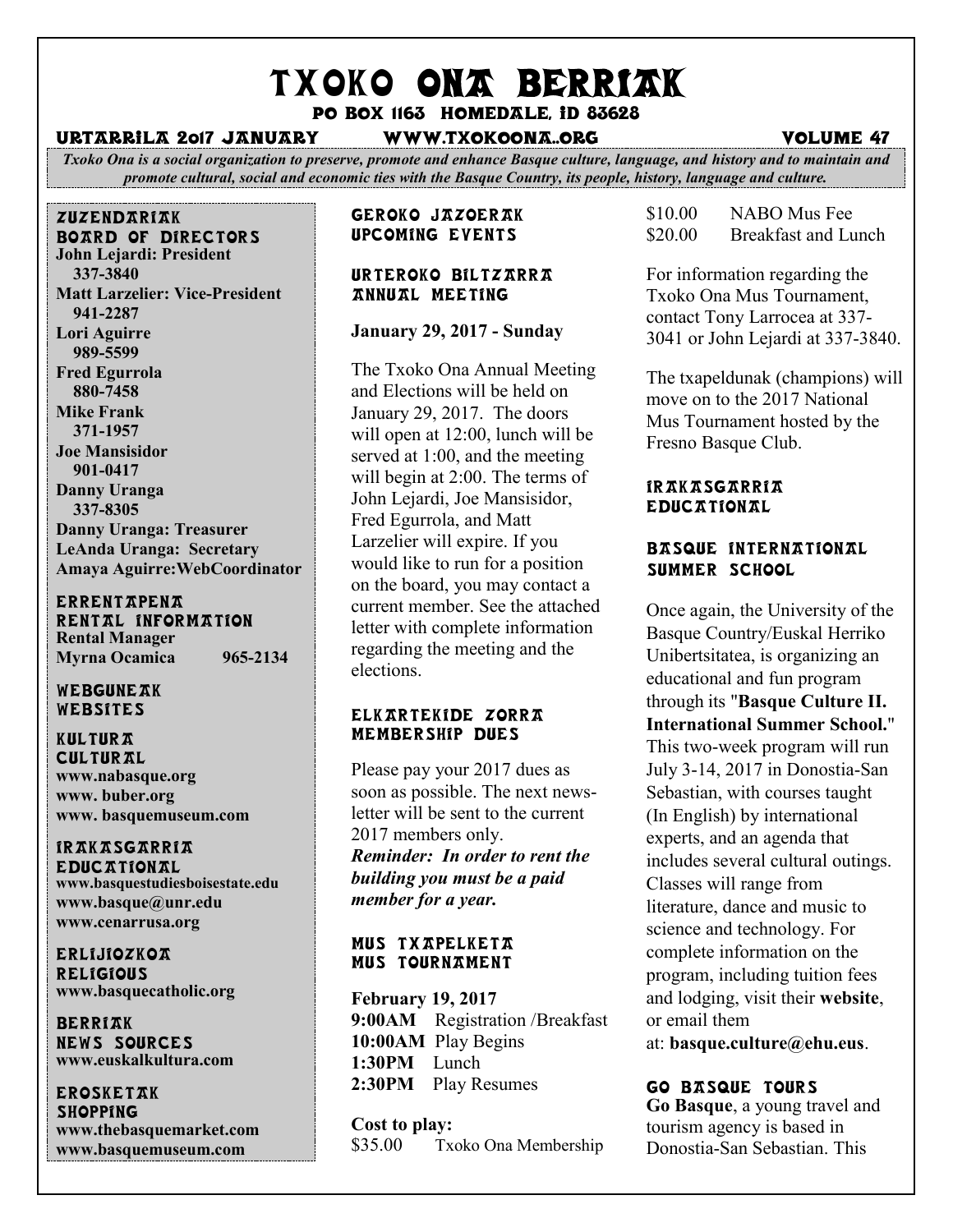# TXOKO ONA BERRIAK

**PO BOX 1163 HOMEDALE, ID 83628**

**URTARRILA 2017 JANUARY** **WWW.TXOKOONA..ORG** **VOLUME 47**

*Txoko Ona is a social organization to preserve, promote and enhance Basque culture, language, and history and to maintain and promote cultural, social and economic ties with the Basque Country, its people, history, language and culture.*

### ZUZENDARIAK
### BOARD OF DIRECTORS

**John Lejardi: President**
**337-3840**
**Matt Larzelier: Vice-President**
**941-2287**
**Lori Aguirre**
**989-5599**
**Fred Egurrola**
**880-7458**
**Mike Frank**
**371-1957**
**Joe Mansisidor**
**901-0417**
**Danny Uranga**
**337-8305**
**Danny Uranga: Treasurer**
**LeAnda Uranga: Secretary**
**Amaya Aguirre:WebCoordinator**

### ERRENTAPENA
### RENTAL INFORMATION

**Rental Manager**
**Myrna Ocamica 965-2134**

### WEBGUNEAK
### WEBSITES

### KULTURA
### CULTURAL

**www.nabasque.org**
**www. buber.org**
**www. basquemuseum.com**

### IRAKASGARRIA
### EDUCATIONAL

**www.basquestudiesboisestate.edu**
**www.basque@unr.edu**
**www.cenarrusa.org**

### ERLIJIOZKOA
### RELIGIOUS

**www.basquecatholic.org**

### BERRIAK
### NEWS SOURCES

**www.euskalkultura.com**

### EROSKETAK
### SHOPPING

**www.thebasquemarket.com**
**www.basquemuseum.com**

## GEROKO JAZOERAK
## UPCOMING EVENTS

### URTEROKO BILTZARRA
### ANNUAL MEETING

**January 29, 2017 - Sunday**

The Txoko Ona Annual Meeting and Elections will be held on January 29, 2017. The doors will open at 12:00, lunch will be served at 1:00, and the meeting will begin at 2:00. The terms of John Lejardi, Joe Mansisidor, Fred Egurrola, and Matt Larzelier will expire. If you would like to run for a position on the board, you may contact a current member. See the attached letter with complete information regarding the meeting and the elections.

### ELKARTEKIDE ZORRA
### MEMBERSHIP DUES

Please pay your 2017 dues as soon as possible. The next newsletter will be sent to the current 2017 members only.
***Reminder: In order to rent the building you must be a paid member for a year.***

### MUS TXAPELKETA
### MUS TOURNAMENT

**February 19, 2017**
**9:00AM** Registration /Breakfast
**10:00AM** Play Begins
**1:30PM** Lunch
**2:30PM** Play Resumes

**Cost to play:**
\$35.00 Txoko Ona Membership
\$10.00 NABO Mus Fee
\$20.00 Breakfast and Lunch

For information regarding the Txoko Ona Mus Tournament, contact Tony Larrocea at 337-3041 or John Lejardi at 337-3840.

The txapeldunak (champions) will move on to the 2017 National Mus Tournament hosted by the Fresno Basque Club.

## IRAKASGARRIA
## EDUCATIONAL

### BASQUE INTERNATIONAL SUMMER SCHOOL

Once again, the University of the Basque Country/Euskal Herriko Unibertsitatea, is organizing an educational and fun program through its "**Basque Culture II. International Summer School.**" This two-week program will run July 3-14, 2017 in Donostia-San Sebastian, with courses taught (In English) by international experts, and an agenda that includes several cultural outings. Classes will range from literature, dance and music to science and technology. For complete information on the program, including tuition fees and lodging, visit their **website**, or email them at: **basque.culture@ehu.eus**.

### GO BASQUE TOURS

**Go Basque**, a young travel and tourism agency is based in Donostia-San Sebastian. This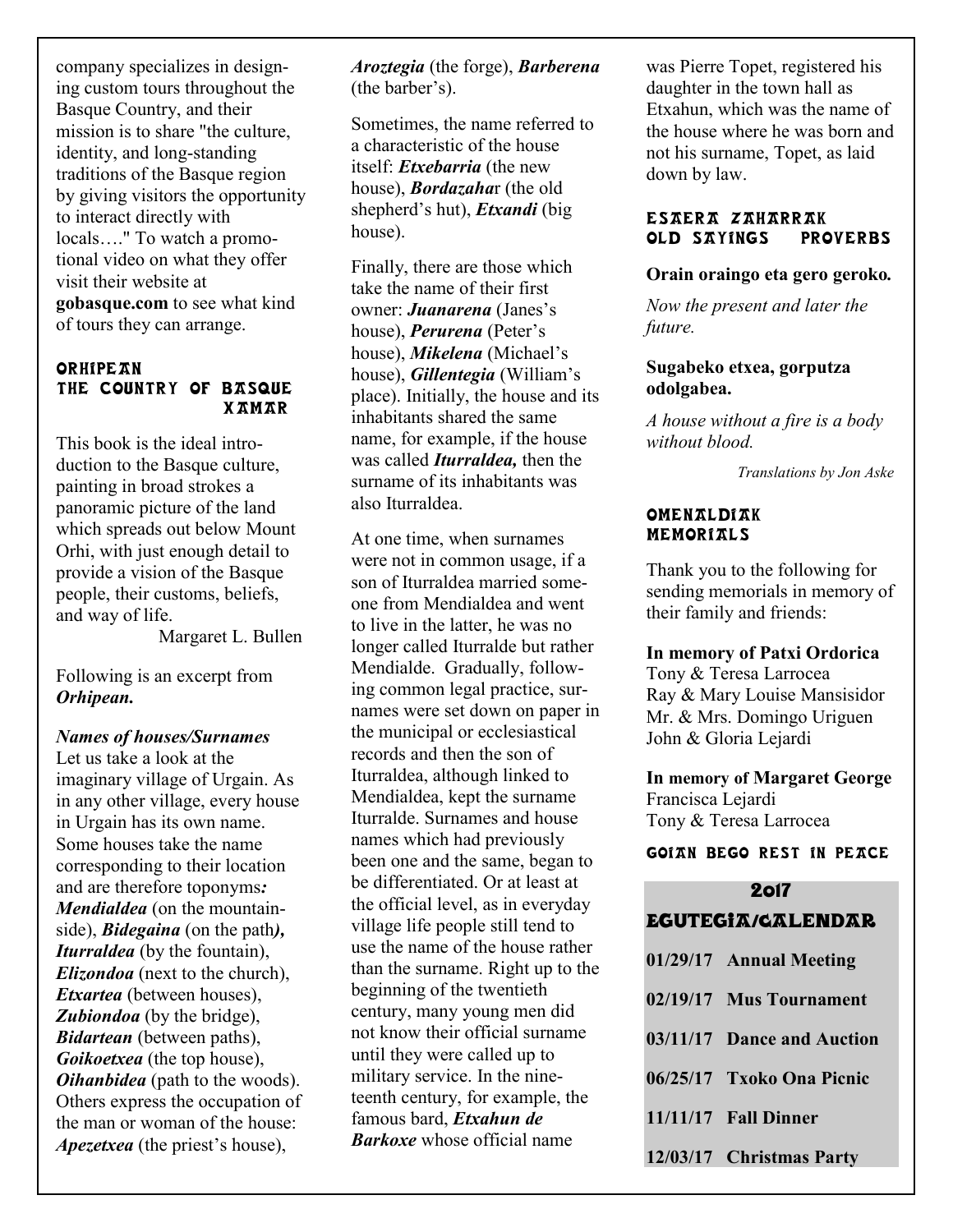company specializes in designing custom tours throughout the Basque Country, and their mission is to share "the culture, identity, and long-standing traditions of the Basque region by giving visitors the opportunity to interact directly with locals…." To watch a promotional video on what they offer visit their website at **gobasque.com** to see what kind of tours they can arrange.

## ORHIPEAN THE COUNTRY OF BASQUE XAMAR

This book is the ideal introduction to the Basque culture, painting in broad strokes a panoramic picture of the land which spreads out below Mount Orhi, with just enough detail to provide a vision of the Basque people, their customs, beliefs, and way of life.

Margaret L. Bullen

Following is an excerpt from ***Orhipean.***

***Names of houses/Surnames***
Let us take a look at the imaginary village of Urgain. As in any other village, every house in Urgain has its own name. Some houses take the name corresponding to their location and are therefore toponyms***:*** ***Mendialdea*** (on the mountainside), ***Bidegaina*** (on the path***),*** ***Iturraldea*** (by the fountain), ***Elizondoa*** (next to the church), ***Etxartea*** (between houses), ***Zubiondoa*** (by the bridge), ***Bidartean*** (between paths), ***Goikoetxea*** (the top house), ***Oihanbidea*** (path to the woods). Others express the occupation of the man or woman of the house: ***Apezetxea*** (the priest's house), ***Aroztegia*** (the forge), ***Barberena*** (the barber's).

Sometimes, the name referred to a characteristic of the house itself: ***Etxebarria*** (the new house), ***Bordazaha***r (the old shepherd's hut), ***Etxandi*** (big house).

Finally, there are those which take the name of their first owner: ***Juanarena*** (Janes's house), ***Perurena*** (Peter's house), ***Mikelena*** (Michael's house), ***Gillentegia*** (William's place). Initially, the house and its inhabitants shared the same name, for example, if the house was called ***Iturraldea,*** then the surname of its inhabitants was also Iturraldea.

At one time, when surnames were not in common usage, if a son of Iturraldea married someone from Mendialdea and went to live in the latter, he was no longer called Iturralde but rather Mendialde. Gradually, following common legal practice, surnames were set down on paper in the municipal or ecclesiastical records and then the son of Iturraldea, although linked to Mendialdea, kept the surname Iturralde. Surnames and house names which had previously been one and the same, began to be differentiated. Or at least at the official level, as in everyday village life people still tend to use the name of the house rather than the surname. Right up to the beginning of the twentieth century, many young men did not know their official surname until they were called up to military service. In the nineteenth century, for example, the famous bard, ***Etxahun de Barkoxe*** whose official name was Pierre Topet, registered his daughter in the town hall as Etxahun, which was the name of the house where he was born and not his surname, Topet, as laid down by law.

## ESAERA ZAHARRAK OLD SAYINGS PROVERBS

**Orain oraingo eta gero geroko.**

*Now the present and later the future.*

**Sugabeko etxea, gorputza odolgabea.**

*A house without a fire is a body without blood.*

*Translations by Jon Aske*

## OMENALDIAK MEMORIALS

Thank you to the following for sending memorials in memory of their family and friends:

**In memory of Patxi Ordorica**
Tony & Teresa Larrocea
Ray & Mary Louise Mansisidor
Mr. & Mrs. Domingo Uriguen
John & Gloria Lejardi

**In memory of Margaret George**
Francisca Lejardi
Tony & Teresa Larrocea

GOIAN BEGO REST IN PEACE

## 2017 EGUTEGIA/CALENDAR

| | |
|---|---|
| **01/29/17** | **Annual Meeting** |
| **02/19/17** | **Mus Tournament** |
| **03/11/17** | **Dance and Auction** |
| **06/25/17** | **Txoko Ona Picnic** |
| **11/11/17** | **Fall Dinner** |
| **12/03/17** | **Christmas Party** |